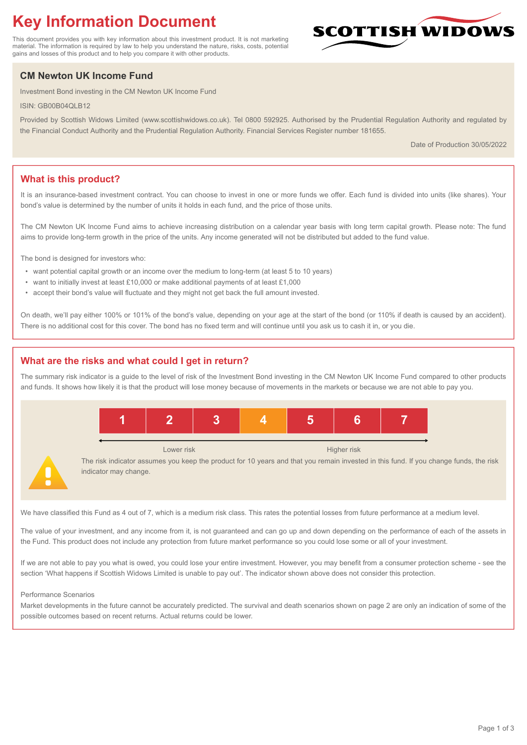# Key Information Document

This document provides you with key information about this investment product. It is not marketing material. The information is required by law to help you understand the nature, risks, costs, potential gains and losses of this product and to help you compare it with other products.

SCOTTISH WIDOWS

## CM Newton UK Income Fund

Investment Bond investing in the CM Newton UK Income Fund

ISIN: GB00B04QLB12

Provided by Scottish Widows Limited (www.scottishwidows.co.uk). Tel 0800 592925. Authorised by the Prudential Regulation Authority and regulated by the Financial Conduct Authority and the Prudential Regulation Authority. Financial Services Register number 181655.

Date of Production 30/05/2022

## What is this product?

It is an insurance-based investment contract. You can choose to invest in one or more funds we offer. Each fund is divided into units (like shares). Your bond's value is determined by the number of units it holds in each fund, and the price of those units.

The CM Newton UK Income Fund aims to achieve increasing distribution on a calendar year basis with long term capital growth. Please note: The fund aims to provide long-term growth in the price of the units. Any income generated will not be distributed but added to the fund value.

The bond is designed for investors who:

- want potential capital growth or an income over the medium to long-term (at least 5 to 10 years)
- want to initially invest at least £10,000 or make additional payments of at least £1,000
- accept their bond's value will fluctuate and they might not get back the full amount invested.

On death, we'll pay either 100% or 101% of the bond's value, depending on your age at the start of the bond (or 110% if death is caused by an accident). There is no additional cost for this cover. The bond has no fixed term and will continue until you ask us to cash it in, or you die.

## What are the risks and what could I get in return?

The summary risk indicator is a guide to the level of risk of the Investment Bond investing in the CM Newton UK Income Fund compared to other products and funds. It shows how likely it is that the product will lose money because of movements in the markets or because we are not able to pay you.

| 1 | 2 | 3 | **4** | 5 | 6 | 7 |
|---|---|---|---|---|---|---|

Lower risk ← → Higher risk

The risk indicator assumes you keep the product for 10 years and that you remain invested in this fund. If you change funds, the risk indicator may change.

We have classified this Fund as 4 out of 7, which is a medium risk class. This rates the potential losses from future performance at a medium level.

The value of your investment, and any income from it, is not guaranteed and can go up and down depending on the performance of each of the assets in the Fund. This product does not include any protection from future market performance so you could lose some or all of your investment.

If we are not able to pay you what is owed, you could lose your entire investment. However, you may benefit from a consumer protection scheme - see the section 'What happens if Scottish Widows Limited is unable to pay out'. The indicator shown above does not consider this protection.

Performance Scenarios

Market developments in the future cannot be accurately predicted. The survival and death scenarios shown on page 2 are only an indication of some of the possible outcomes based on recent returns. Actual returns could be lower.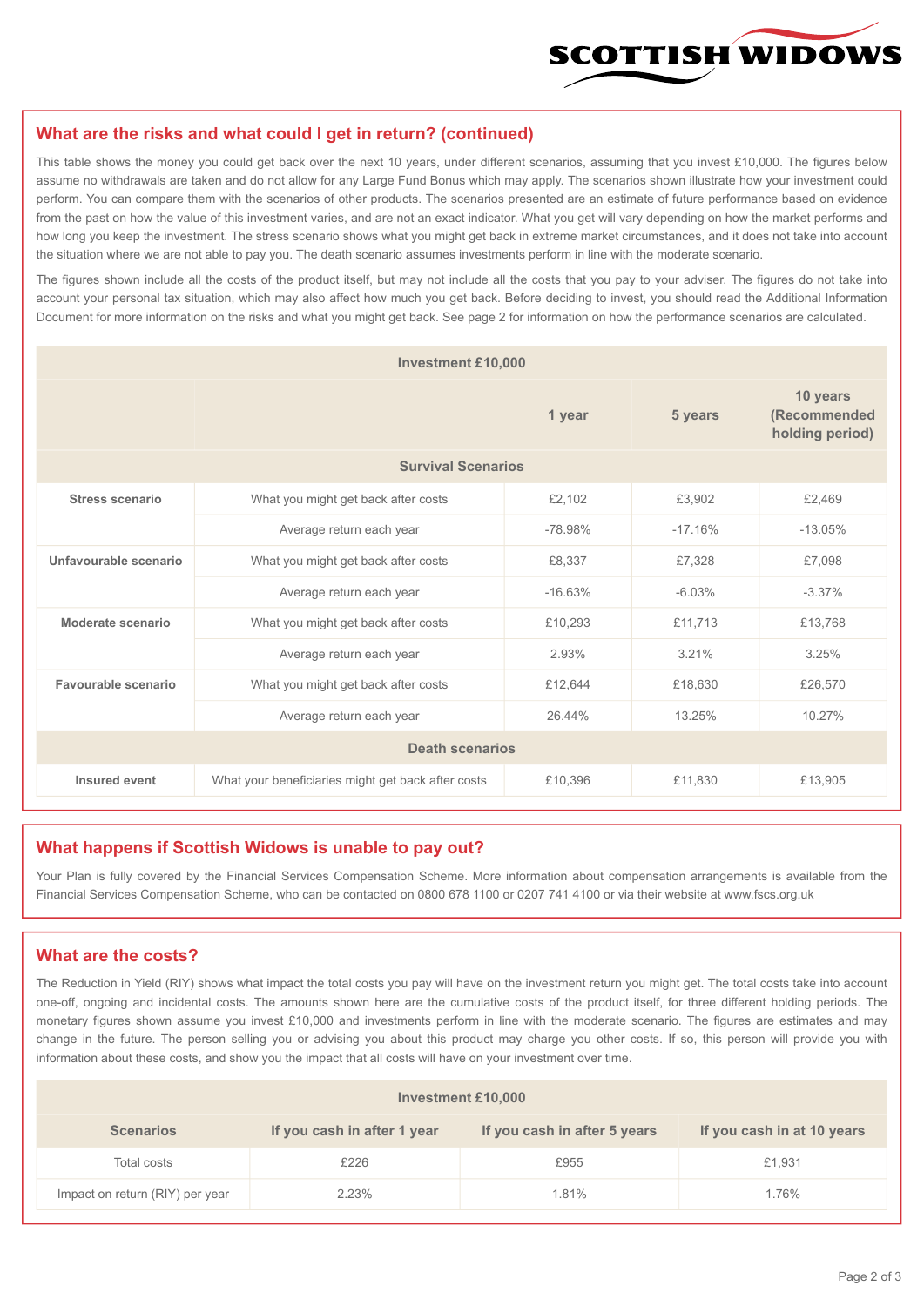## What are the risks and what could I get in return? (continued)

This table shows the money you could get back over the next 10 years, under different scenarios, assuming that you invest £10,000. The figures below assume no withdrawals are taken and do not allow for any Large Fund Bonus which may apply. The scenarios shown illustrate how your investment could perform. You can compare them with the scenarios of other products. The scenarios presented are an estimate of future performance based on evidence from the past on how the value of this investment varies, and are not an exact indicator. What you get will vary depending on how the market performs and how long you keep the investment. The stress scenario shows what you might get back in extreme market circumstances, and it does not take into account the situation where we are not able to pay you. The death scenario assumes investments perform in line with the moderate scenario.

The figures shown include all the costs of the product itself, but may not include all the costs that you pay to your adviser. The figures do not take into account your personal tax situation, which may also affect how much you get back. Before deciding to invest, you should read the Additional Information Document for more information on the risks and what you might get back. See page 2 for information on how the performance scenarios are calculated.

| Investment £10,000 | | | | |
|---|---|---|---|---|
| | | 1 year | 5 years | 10 years (Recommended holding period) |
| **Survival Scenarios** | | | | |
| **Stress scenario** | What you might get back after costs | £2,102 | £3,902 | £2,469 |
| | Average return each year | -78.98% | -17.16% | -13.05% |
| **Unfavourable scenario** | What you might get back after costs | £8,337 | £7,328 | £7,098 |
| | Average return each year | -16.63% | -6.03% | -3.37% |
| **Moderate scenario** | What you might get back after costs | £10,293 | £11,713 | £13,768 |
| | Average return each year | 2.93% | 3.21% | 3.25% |
| **Favourable scenario** | What you might get back after costs | £12,644 | £18,630 | £26,570 |
| | Average return each year | 26.44% | 13.25% | 10.27% |
| **Death scenarios** | | | | |
| **Insured event** | What your beneficiaries might get back after costs | £10,396 | £11,830 | £13,905 |

## What happens if Scottish Widows is unable to pay out?

Your Plan is fully covered by the Financial Services Compensation Scheme. More information about compensation arrangements is available from the Financial Services Compensation Scheme, who can be contacted on 0800 678 1100 or 0207 741 4100 or via their website at www.fscs.org.uk

## What are the costs?

The Reduction in Yield (RIY) shows what impact the total costs you pay will have on the investment return you might get. The total costs take into account one-off, ongoing and incidental costs. The amounts shown here are the cumulative costs of the product itself, for three different holding periods. The monetary figures shown assume you invest £10,000 and investments perform in line with the moderate scenario. The figures are estimates and may change in the future. The person selling you or advising you about this product may charge you other costs. If so, this person will provide you with information about these costs, and show you the impact that all costs will have on your investment over time.

| Investment £10,000 | | | |
|---|---|---|---|
| **Scenarios** | **If you cash in after 1 year** | **If you cash in after 5 years** | **If you cash in at 10 years** |
| Total costs | £226 | £955 | £1,931 |
| Impact on return (RIY) per year | 2.23% | 1.81% | 1.76% |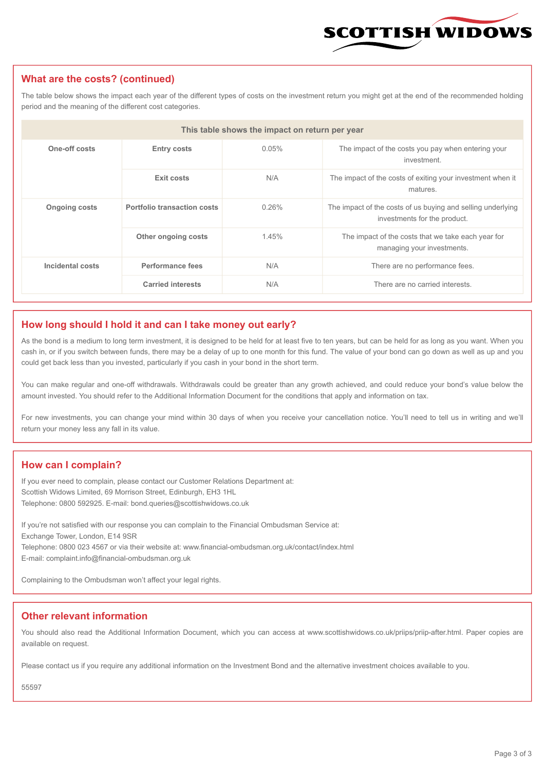## What are the costs? (continued)

The table below shows the impact each year of the different types of costs on the investment return you might get at the end of the recommended holding period and the meaning of the different cost categories.

| This table shows the impact on return per year | | | |
|---|---|---|---|
| **One-off costs** | **Entry costs** | 0.05% | The impact of the costs you pay when entering your investment. |
| | **Exit costs** | N/A | The impact of the costs of exiting your investment when it matures. |
| **Ongoing costs** | **Portfolio transaction costs** | 0.26% | The impact of the costs of us buying and selling underlying investments for the product. |
| | **Other ongoing costs** | 1.45% | The impact of the costs that we take each year for managing your investments. |
| **Incidental costs** | **Performance fees** | N/A | There are no performance fees. |
| | **Carried interests** | N/A | There are no carried interests. |

## How long should I hold it and can I take money out early?

As the bond is a medium to long term investment, it is designed to be held for at least five to ten years, but can be held for as long as you want. When you cash in, or if you switch between funds, there may be a delay of up to one month for this fund. The value of your bond can go down as well as up and you could get back less than you invested, particularly if you cash in your bond in the short term.

You can make regular and one-off withdrawals. Withdrawals could be greater than any growth achieved, and could reduce your bond's value below the amount invested. You should refer to the Additional Information Document for the conditions that apply and information on tax.

For new investments, you can change your mind within 30 days of when you receive your cancellation notice. You'll need to tell us in writing and we'll return your money less any fall in its value.

## How can I complain?

If you ever need to complain, please contact our Customer Relations Department at:
Scottish Widows Limited, 69 Morrison Street, Edinburgh, EH3 1HL
Telephone: 0800 592925. E-mail: bond.queries@scottishwidows.co.uk

If you're not satisfied with our response you can complain to the Financial Ombudsman Service at:
Exchange Tower, London, E14 9SR
Telephone: 0800 023 4567 or via their website at: www.financial-ombudsman.org.uk/contact/index.html
E-mail: complaint.info@financial-ombudsman.org.uk

Complaining to the Ombudsman won't affect your legal rights.

## Other relevant information

You should also read the Additional Information Document, which you can access at www.scottishwidows.co.uk/priips/priip-after.html. Paper copies are available on request.

Please contact us if you require any additional information on the Investment Bond and the alternative investment choices available to you.

55597